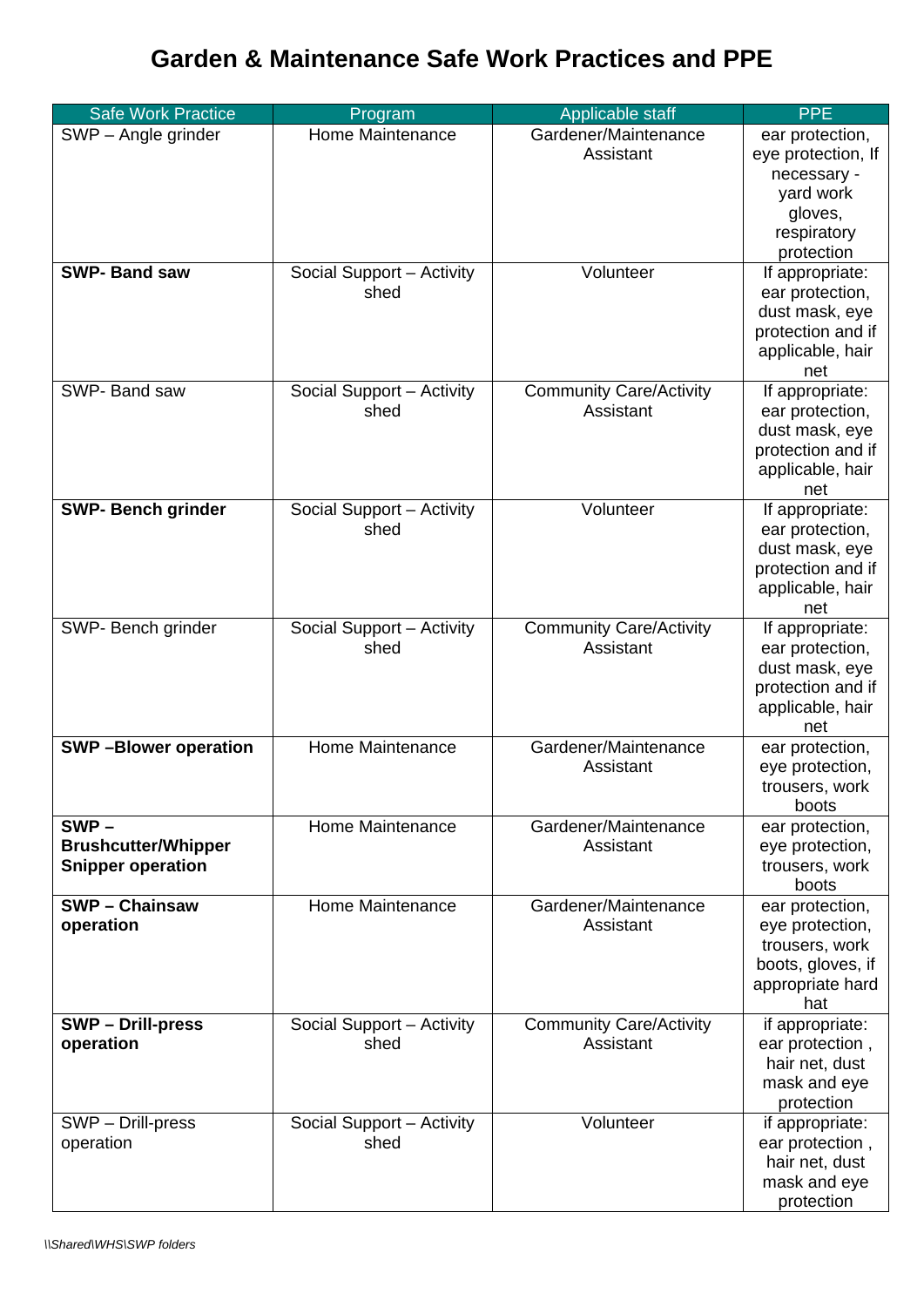# Garden & Maintenance Safe Work Practices and PPE

| Safe Work Practice | Program | Applicable staff | PPE |
|---|---|---|---|
| SWP – Angle grinder | Home Maintenance | Gardener/Maintenance Assistant | ear protection, eye protection, If necessary - yard work gloves, respiratory protection |
| **SWP- Band saw** | Social Support – Activity shed | Volunteer | If appropriate: ear protection, dust mask, eye protection and if applicable, hair net |
| SWP- Band saw | Social Support – Activity shed | Community Care/Activity Assistant | If appropriate: ear protection, dust mask, eye protection and if applicable, hair net |
| **SWP- Bench grinder** | Social Support – Activity shed | Volunteer | If appropriate: ear protection, dust mask, eye protection and if applicable, hair net |
| SWP- Bench grinder | Social Support – Activity shed | Community Care/Activity Assistant | If appropriate: ear protection, dust mask, eye protection and if applicable, hair net |
| **SWP –Blower operation** | Home Maintenance | Gardener/Maintenance Assistant | ear protection, eye protection, trousers, work boots |
| **SWP – Brushcutter/Whipper Snipper operation** | Home Maintenance | Gardener/Maintenance Assistant | ear protection, eye protection, trousers, work boots |
| **SWP – Chainsaw operation** | Home Maintenance | Gardener/Maintenance Assistant | ear protection, eye protection, trousers, work boots, gloves, if appropriate hard hat |
| **SWP – Drill-press operation** | Social Support – Activity shed | Community Care/Activity Assistant | if appropriate: ear protection , hair net, dust mask and eye protection |
| SWP – Drill-press operation | Social Support – Activity shed | Volunteer | if appropriate: ear protection , hair net, dust mask and eye protection |

*\\Shared\WHS\SWP folders*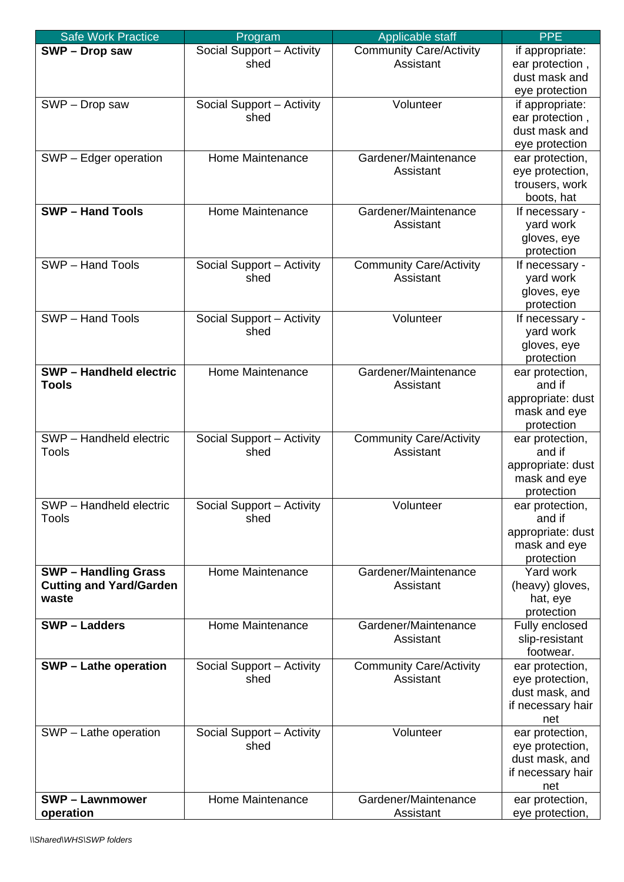| Safe Work Practice | Program | Applicable staff | PPE |
|---|---|---|---|
| **SWP – Drop saw** | Social Support – Activity shed | Community Care/Activity Assistant | if appropriate: ear protection , dust mask and eye protection |
| SWP – Drop saw | Social Support – Activity shed | Volunteer | if appropriate: ear protection , dust mask and eye protection |
| SWP – Edger operation | Home Maintenance | Gardener/Maintenance Assistant | ear protection, eye protection, trousers, work boots, hat |
| **SWP – Hand Tools** | Home Maintenance | Gardener/Maintenance Assistant | If necessary - yard work gloves, eye protection |
| SWP – Hand Tools | Social Support – Activity shed | Community Care/Activity Assistant | If necessary - yard work gloves, eye protection |
| SWP – Hand Tools | Social Support – Activity shed | Volunteer | If necessary - yard work gloves, eye protection |
| **SWP – Handheld electric Tools** | Home Maintenance | Gardener/Maintenance Assistant | ear protection, and if appropriate: dust mask and eye protection |
| SWP – Handheld electric Tools | Social Support – Activity shed | Community Care/Activity Assistant | ear protection, and if appropriate: dust mask and eye protection |
| SWP – Handheld electric Tools | Social Support – Activity shed | Volunteer | ear protection, and if appropriate: dust mask and eye protection |
| **SWP – Handling Grass Cutting and Yard/Garden waste** | Home Maintenance | Gardener/Maintenance Assistant | Yard work (heavy) gloves, hat, eye protection |
| **SWP – Ladders** | Home Maintenance | Gardener/Maintenance Assistant | Fully enclosed slip-resistant footwear. |
| **SWP – Lathe operation** | Social Support – Activity shed | Community Care/Activity Assistant | ear protection, eye protection, dust mask, and if necessary hair net |
| SWP – Lathe operation | Social Support – Activity shed | Volunteer | ear protection, eye protection, dust mask, and if necessary hair net |
| **SWP – Lawnmower operation** | Home Maintenance | Gardener/Maintenance Assistant | ear protection, eye protection, |

*\\Shared\WHS\SWP folders*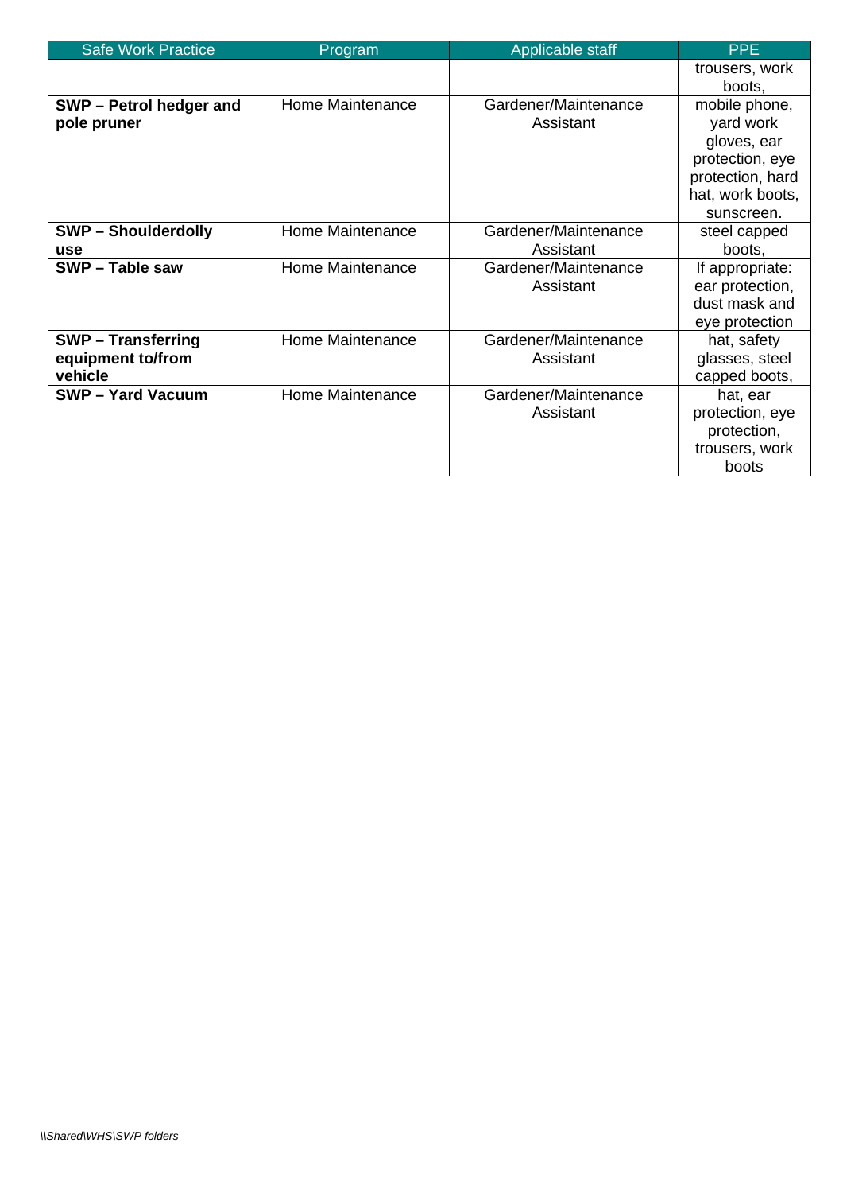| Safe Work Practice | Program | Applicable staff | PPE |
|---|---|---|---|
| | | | trousers, work boots, |
| **SWP – Petrol hedger and pole pruner** | Home Maintenance | Gardener/Maintenance Assistant | mobile phone, yard work gloves, ear protection, eye protection, hard hat, work boots, sunscreen. |
| **SWP – Shoulderdolly use** | Home Maintenance | Gardener/Maintenance Assistant | steel capped boots, |
| **SWP – Table saw** | Home Maintenance | Gardener/Maintenance Assistant | If appropriate: ear protection, dust mask and eye protection |
| **SWP – Transferring equipment to/from vehicle** | Home Maintenance | Gardener/Maintenance Assistant | hat, safety glasses, steel capped boots, |
| **SWP – Yard Vacuum** | Home Maintenance | Gardener/Maintenance Assistant | hat, ear protection, eye protection, trousers, work boots |